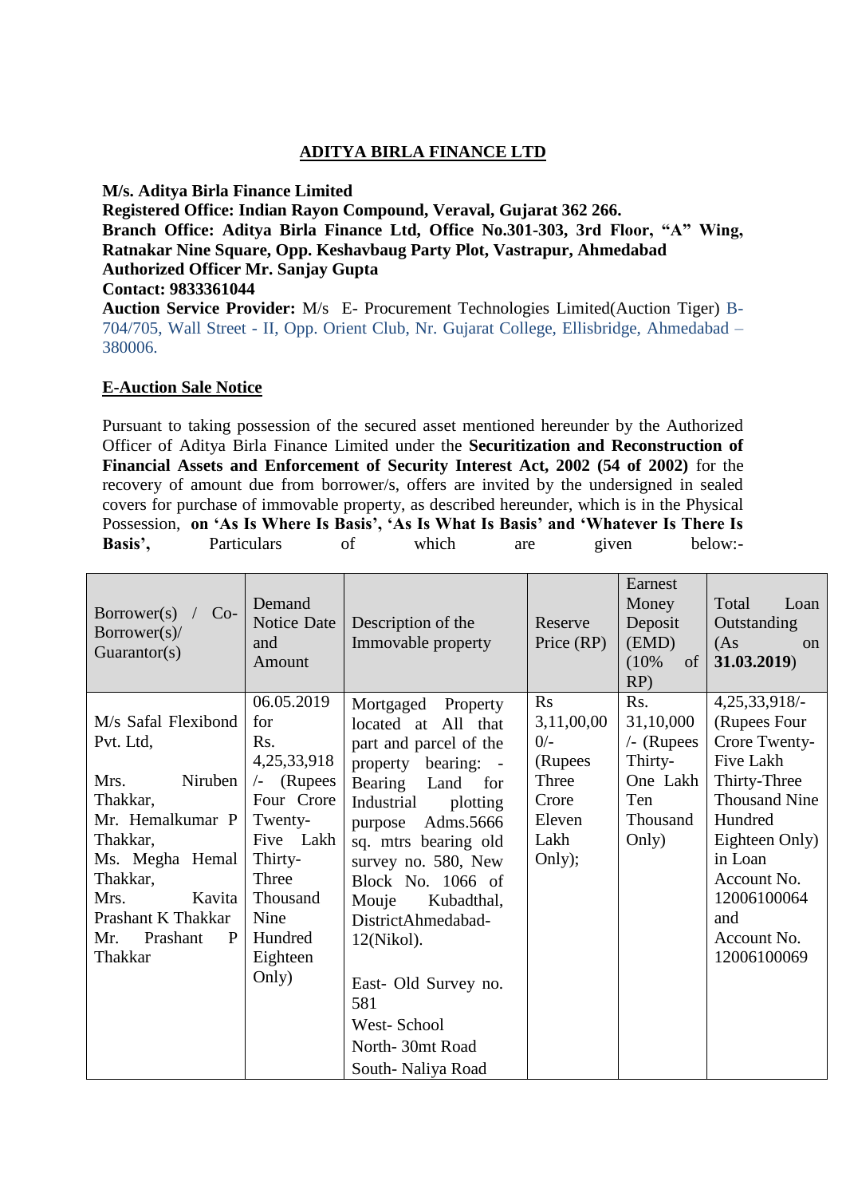# ADITYA BIRLA FINANCE LTD

**M/s. Aditya Birla Finance Limited**
**Registered Office: Indian Rayon Compound, Veraval, Gujarat 362 266.**
**Branch Office: Aditya Birla Finance Ltd, Office No.301-303, 3rd Floor, "A" Wing, Ratnakar Nine Square, Opp. Keshavbaug Party Plot, Vastrapur, Ahmedabad**
**Authorized Officer Mr. Sanjay Gupta**
**Contact: 9833361044**
**Auction Service Provider:** M/s E- Procurement Technologies Limited(Auction Tiger) B-704/705, Wall Street - II, Opp. Orient Club, Nr. Gujarat College, Ellisbridge, Ahmedabad – 380006.

## E-Auction Sale Notice

Pursuant to taking possession of the secured asset mentioned hereunder by the Authorized Officer of Aditya Birla Finance Limited under the **Securitization and Reconstruction of Financial Assets and Enforcement of Security Interest Act, 2002 (54 of 2002)** for the recovery of amount due from borrower/s, offers are invited by the undersigned in sealed covers for purchase of immovable property, as described hereunder, which is in the Physical Possession, **on 'As Is Where Is Basis', 'As Is What Is Basis' and 'Whatever Is There Is Basis',** Particulars of which are given below:-

| Borrower(s) / Co-Borrower(s)/ Guarantor(s) | Demand Notice Date and Amount | Description of the Immovable property | Reserve Price (RP) | Earnest Money Deposit (EMD) (10% of RP) | Total Loan Outstanding (As on **31.03.2019**) |
|---|---|---|---|---|---|
| M/s Safal Flexibond Pvt. Ltd,<br><br>Mrs. Niruben Thakkar,<br>Mr. Hemalkumar P Thakkar,<br>Ms. Megha Hemal Thakkar,<br>Mrs. Kavita Prashant K Thakkar<br>Mr. Prashant P Thakkar | 06.05.2019 for Rs. 4,25,33,918 /- (Rupees Four Crore Twenty-Five Lakh Thirty-Three Thousand Nine Hundred Eighteen Only) | Mortgaged Property located at All that part and parcel of the property bearing: - Bearing Land for Industrial plotting purpose Adms.5666 sq. mtrs bearing old survey no. 580, New Block No. 1066 of Mouje Kubadthal, DistrictAhmedabad-12(Nikol).<br><br>East- Old Survey no. 581<br>West- School<br>North- 30mt Road<br>South- Naliya Road | Rs 3,11,00,000/- (Rupees Three Crore Eleven Lakh Only); | Rs. 31,10,000 /- (Rupees Thirty-One Lakh Ten Thousand Only) | 4,25,33,918/- (Rupees Four Crore Twenty-Five Lakh Thirty-Three Thousand Nine Hundred Eighteen Only) in Loan Account No. 12006100064 and Account No. 12006100069 |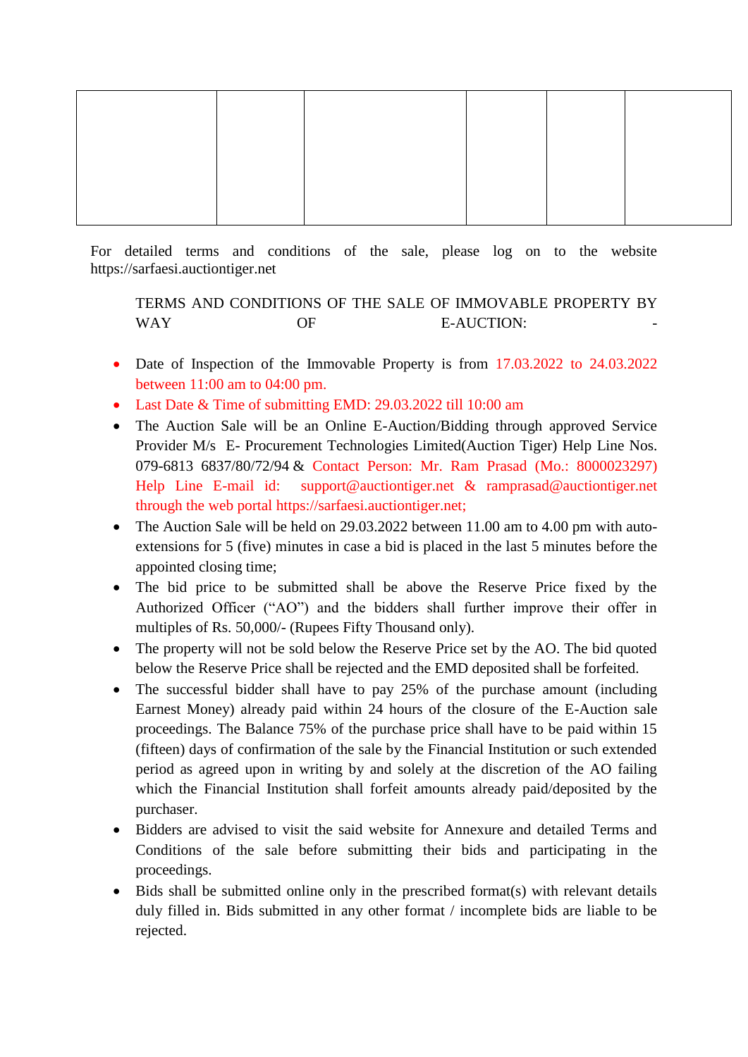| | | | | | |
|---|---|---|---|---|---|
| | | | | | |

For detailed terms and conditions of the sale, please log on to the website https://sarfaesi.auctiontiger.net

TERMS AND CONDITIONS OF THE SALE OF IMMOVABLE PROPERTY BY WAY OF E-AUCTION: -

- Date of Inspection of the Immovable Property is from 17.03.2022 to 24.03.2022 between 11:00 am to 04:00 pm.
- Last Date & Time of submitting EMD: 29.03.2022 till 10:00 am
- The Auction Sale will be an Online E-Auction/Bidding through approved Service Provider M/s E- Procurement Technologies Limited(Auction Tiger) Help Line Nos. 079-6813 6837/80/72/94 & Contact Person: Mr. Ram Prasad (Mo.: 8000023297) Help Line E-mail id: support@auctiontiger.net & ramprasad@auctiontiger.net through the web portal https://sarfaesi.auctiontiger.net;
- The Auction Sale will be held on 29.03.2022 between 11.00 am to 4.00 pm with auto-extensions for 5 (five) minutes in case a bid is placed in the last 5 minutes before the appointed closing time;
- The bid price to be submitted shall be above the Reserve Price fixed by the Authorized Officer ("AO") and the bidders shall further improve their offer in multiples of Rs. 50,000/- (Rupees Fifty Thousand only).
- The property will not be sold below the Reserve Price set by the AO. The bid quoted below the Reserve Price shall be rejected and the EMD deposited shall be forfeited.
- The successful bidder shall have to pay 25% of the purchase amount (including Earnest Money) already paid within 24 hours of the closure of the E-Auction sale proceedings. The Balance 75% of the purchase price shall have to be paid within 15 (fifteen) days of confirmation of the sale by the Financial Institution or such extended period as agreed upon in writing by and solely at the discretion of the AO failing which the Financial Institution shall forfeit amounts already paid/deposited by the purchaser.
- Bidders are advised to visit the said website for Annexure and detailed Terms and Conditions of the sale before submitting their bids and participating in the proceedings.
- Bids shall be submitted online only in the prescribed format(s) with relevant details duly filled in. Bids submitted in any other format / incomplete bids are liable to be rejected.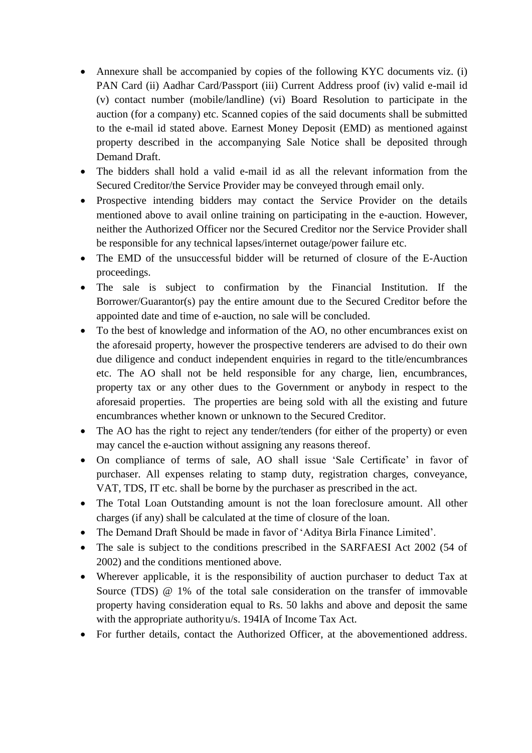- Annexure shall be accompanied by copies of the following KYC documents viz. (i) PAN Card (ii) Aadhar Card/Passport (iii) Current Address proof (iv) valid e-mail id (v) contact number (mobile/landline) (vi) Board Resolution to participate in the auction (for a company) etc. Scanned copies of the said documents shall be submitted to the e-mail id stated above. Earnest Money Deposit (EMD) as mentioned against property described in the accompanying Sale Notice shall be deposited through Demand Draft.
- The bidders shall hold a valid e-mail id as all the relevant information from the Secured Creditor/the Service Provider may be conveyed through email only.
- Prospective intending bidders may contact the Service Provider on the details mentioned above to avail online training on participating in the e-auction. However, neither the Authorized Officer nor the Secured Creditor nor the Service Provider shall be responsible for any technical lapses/internet outage/power failure etc.
- The EMD of the unsuccessful bidder will be returned of closure of the E-Auction proceedings.
- The sale is subject to confirmation by the Financial Institution. If the Borrower/Guarantor(s) pay the entire amount due to the Secured Creditor before the appointed date and time of e-auction, no sale will be concluded.
- To the best of knowledge and information of the AO, no other encumbrances exist on the aforesaid property, however the prospective tenderers are advised to do their own due diligence and conduct independent enquiries in regard to the title/encumbrances etc. The AO shall not be held responsible for any charge, lien, encumbrances, property tax or any other dues to the Government or anybody in respect to the aforesaid properties. The properties are being sold with all the existing and future encumbrances whether known or unknown to the Secured Creditor.
- The AO has the right to reject any tender/tenders (for either of the property) or even may cancel the e-auction without assigning any reasons thereof.
- On compliance of terms of sale, AO shall issue 'Sale Certificate' in favor of purchaser. All expenses relating to stamp duty, registration charges, conveyance, VAT, TDS, IT etc. shall be borne by the purchaser as prescribed in the act.
- The Total Loan Outstanding amount is not the loan foreclosure amount. All other charges (if any) shall be calculated at the time of closure of the loan.
- The Demand Draft Should be made in favor of 'Aditya Birla Finance Limited'.
- The sale is subject to the conditions prescribed in the SARFAESI Act 2002 (54 of 2002) and the conditions mentioned above.
- Wherever applicable, it is the responsibility of auction purchaser to deduct Tax at Source (TDS) @ 1% of the total sale consideration on the transfer of immovable property having consideration equal to Rs. 50 lakhs and above and deposit the same with the appropriate authorityu/s. 194IA of Income Tax Act.
- For further details, contact the Authorized Officer, at the abovementioned address.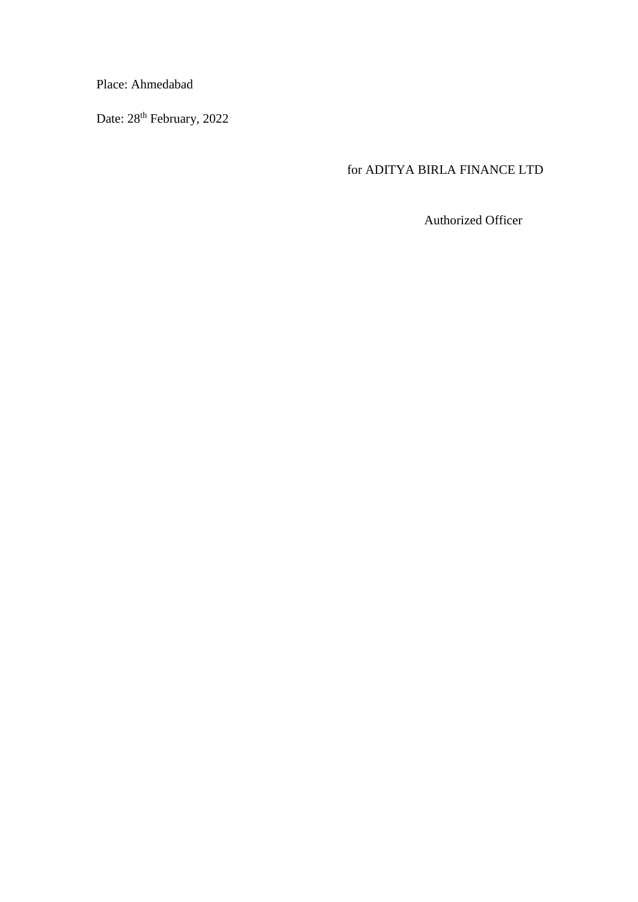Place: Ahmedabad

Date: 28th February, 2022

for ADITYA BIRLA FINANCE LTD

Authorized Officer